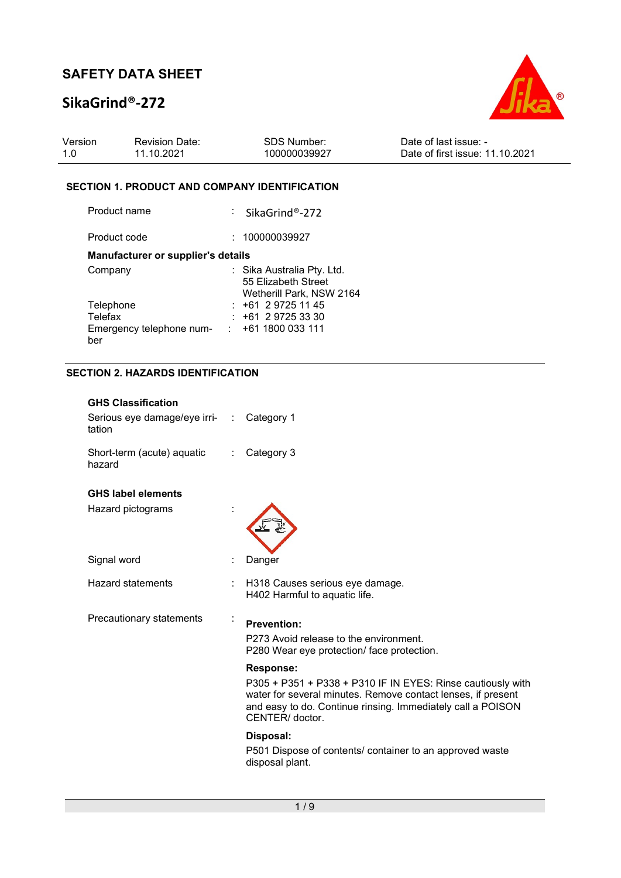# SAFETY DATA SHEET

## SikaGrind®-272

| Version | Revision Date: | SDS Number: | Date of last issue: - |
|---|---|---|---|
| 1.0 | 11.10.2021 | 100000039927 | Date of first issue: 11.10.2021 |

### SECTION 1. PRODUCT AND COMPANY IDENTIFICATION

Product name : SikaGrind®-272

Product code : 100000039927

**Manufacturer or supplier's details**

Company : Sika Australia Pty. Ltd.
55 Elizabeth Street
Wetherill Park, NSW 2164

Telephone : +61 2 9725 11 45

Telefax : +61 2 9725 33 30

Emergency telephone number : +61 1800 033 111

### SECTION 2. HAZARDS IDENTIFICATION

**GHS Classification**

Serious eye damage/eye irritation : Category 1

Short-term (acute) aquatic hazard : Category 3

**GHS label elements**

Hazard pictograms :

Signal word : Danger

Hazard statements : H318 Causes serious eye damage.
H402 Harmful to aquatic life.

Precautionary statements :

**Prevention:**

P273 Avoid release to the environment.
P280 Wear eye protection/ face protection.

**Response:**

P305 + P351 + P338 + P310 IF IN EYES: Rinse cautiously with water for several minutes. Remove contact lenses, if present and easy to do. Continue rinsing. Immediately call a POISON CENTER/ doctor.

**Disposal:**

P501 Dispose of contents/ container to an approved waste disposal plant.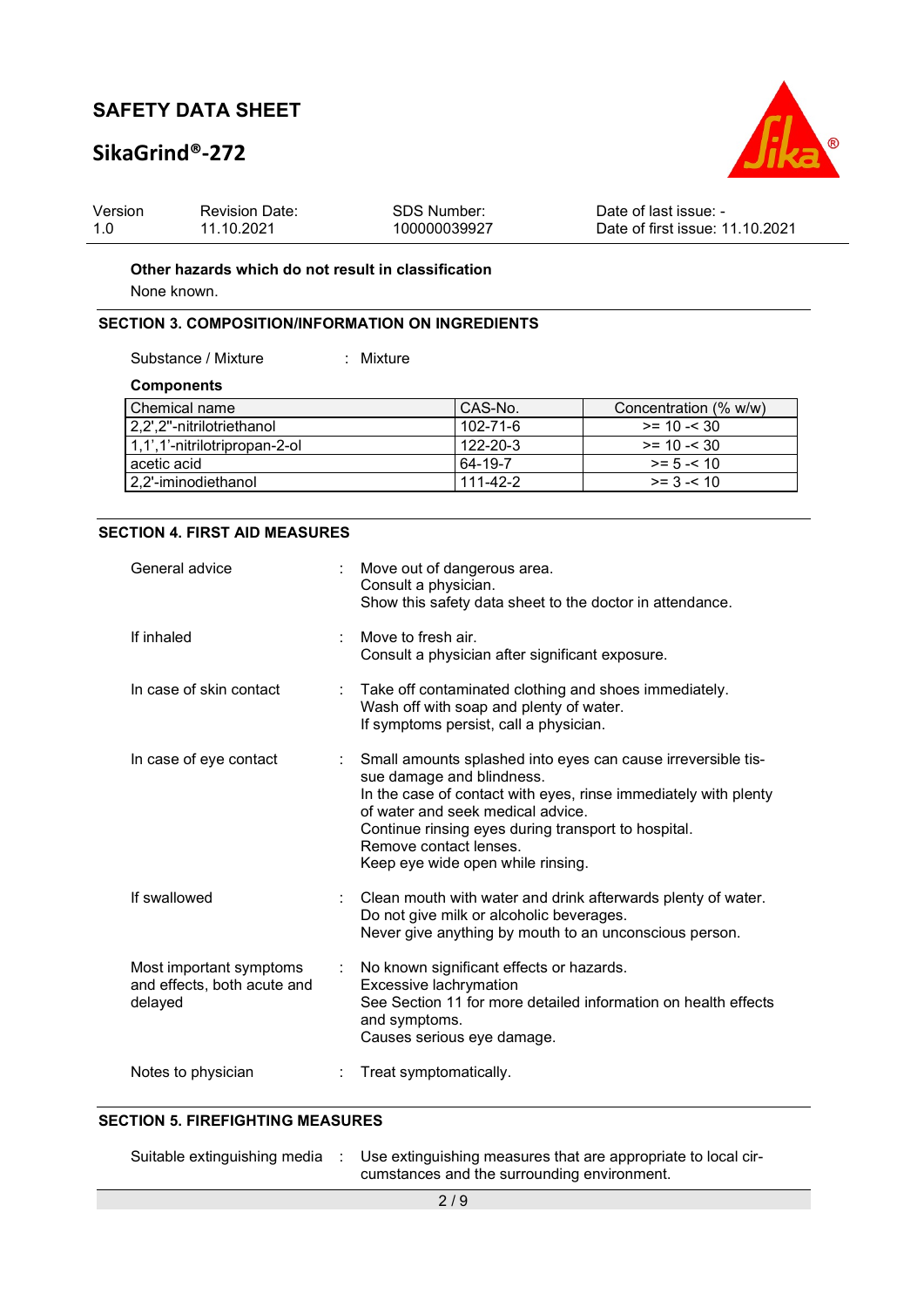**Other hazards which do not result in classification**

None known.

## SECTION 3. COMPOSITION/INFORMATION ON INGREDIENTS

Substance / Mixture : Mixture

**Components**

| Chemical name | CAS-No. | Concentration (% w/w) |
|---|---|---|
| 2,2',2''-nitrilotriethanol | 102-71-6 | >= 10 -< 30 |
| 1,1',1'-nitrilotripropan-2-ol | 122-20-3 | >= 10 -< 30 |
| acetic acid | 64-19-7 | >= 5 -< 10 |
| 2,2'-iminodiethanol | 111-42-2 | >= 3 -< 10 |

## SECTION 4. FIRST AID MEASURES

General advice : Move out of dangerous area.
Consult a physician.
Show this safety data sheet to the doctor in attendance.

If inhaled : Move to fresh air.
Consult a physician after significant exposure.

In case of skin contact : Take off contaminated clothing and shoes immediately.
Wash off with soap and plenty of water.
If symptoms persist, call a physician.

In case of eye contact : Small amounts splashed into eyes can cause irreversible tissue damage and blindness.
In the case of contact with eyes, rinse immediately with plenty of water and seek medical advice.
Continue rinsing eyes during transport to hospital.
Remove contact lenses.
Keep eye wide open while rinsing.

If swallowed : Clean mouth with water and drink afterwards plenty of water.
Do not give milk or alcoholic beverages.
Never give anything by mouth to an unconscious person.

Most important symptoms and effects, both acute and delayed : No known significant effects or hazards.
Excessive lachrymation
See Section 11 for more detailed information on health effects and symptoms.
Causes serious eye damage.

Notes to physician : Treat symptomatically.

## SECTION 5. FIREFIGHTING MEASURES

Suitable extinguishing media : Use extinguishing measures that are appropriate to local circumstances and the surrounding environment.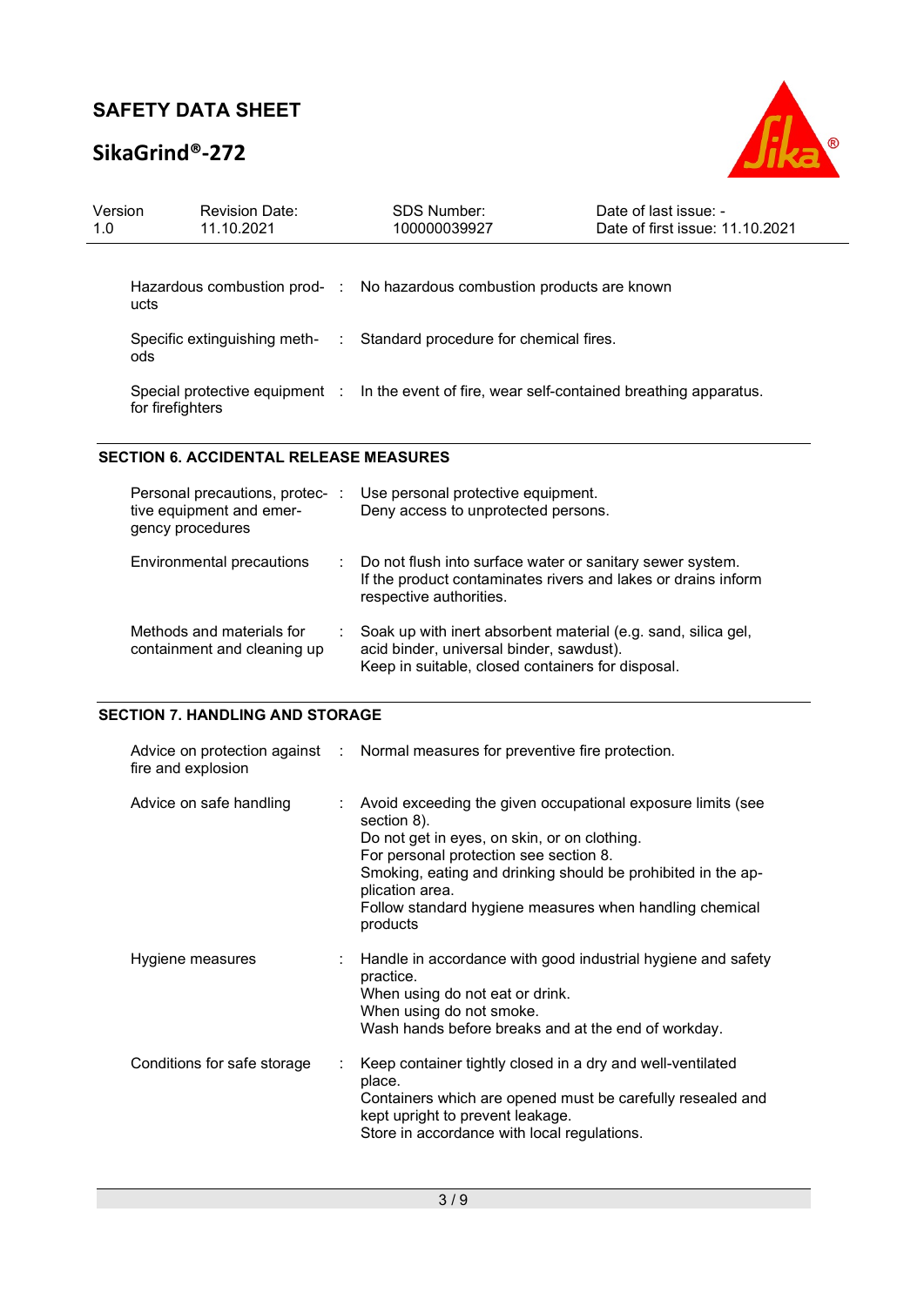| | |
|---|---|
| Hazardous combustion products | No hazardous combustion products are known |
| Specific extinguishing methods | Standard procedure for chemical fires. |
| Special protective equipment for firefighters | In the event of fire, wear self-contained breathing apparatus. |

## SECTION 6. ACCIDENTAL RELEASE MEASURES

| | |
|---|---|
| Personal precautions, protective equipment and emergency procedures | Use personal protective equipment.<br>Deny access to unprotected persons. |
| Environmental precautions | Do not flush into surface water or sanitary sewer system.<br>If the product contaminates rivers and lakes or drains inform respective authorities. |
| Methods and materials for containment and cleaning up | Soak up with inert absorbent material (e.g. sand, silica gel, acid binder, universal binder, sawdust).<br>Keep in suitable, closed containers for disposal. |

## SECTION 7. HANDLING AND STORAGE

| | |
|---|---|
| Advice on protection against fire and explosion | Normal measures for preventive fire protection. |
| Advice on safe handling | Avoid exceeding the given occupational exposure limits (see section 8).<br>Do not get in eyes, on skin, or on clothing.<br>For personal protection see section 8.<br>Smoking, eating and drinking should be prohibited in the application area.<br>Follow standard hygiene measures when handling chemical products |
| Hygiene measures | Handle in accordance with good industrial hygiene and safety practice.<br>When using do not eat or drink.<br>When using do not smoke.<br>Wash hands before breaks and at the end of workday. |
| Conditions for safe storage | Keep container tightly closed in a dry and well-ventilated place.<br>Containers which are opened must be carefully resealed and kept upright to prevent leakage.<br>Store in accordance with local regulations. |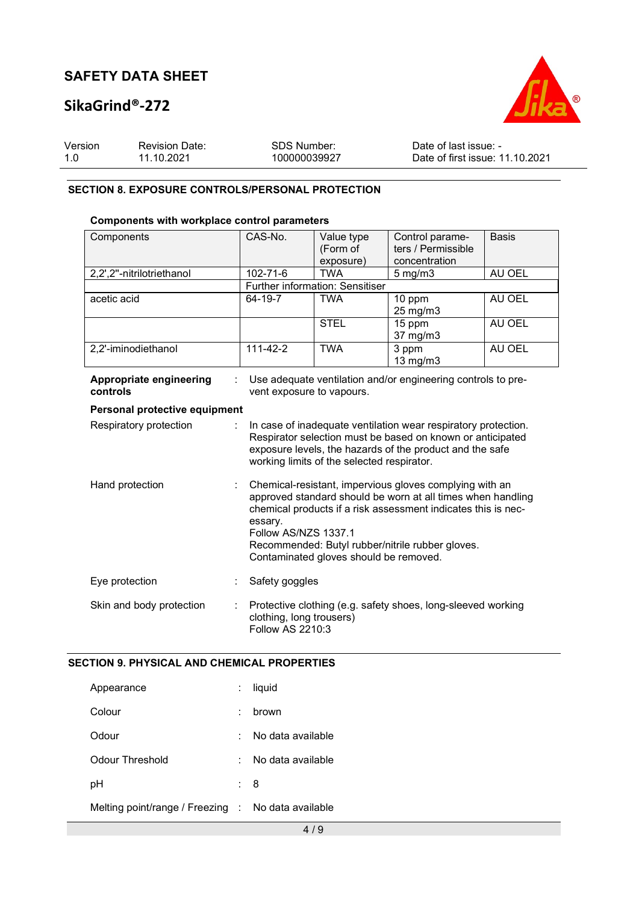## SECTION 8. EXPOSURE CONTROLS/PERSONAL PROTECTION

**Components with workplace control parameters**

| Components | CAS-No. | Value type (Form of exposure) | Control parameters / Permissible concentration | Basis |
|---|---|---|---|---|
| 2,2',2''-nitrilotriethanol | 102-71-6 | TWA | 5 mg/m3 | AU OEL |
| | Further information: Sensitiser | | | |
| acetic acid | 64-19-7 | TWA | 10 ppm<br>25 mg/m3 | AU OEL |
| | | STEL | 15 ppm<br>37 mg/m3 | AU OEL |
| 2,2'-iminodiethanol | 111-42-2 | TWA | 3 ppm<br>13 mg/m3 | AU OEL |

**Appropriate engineering controls** : Use adequate ventilation and/or engineering controls to prevent exposure to vapours.

**Personal protective equipment**

Respiratory protection : In case of inadequate ventilation wear respiratory protection. Respirator selection must be based on known or anticipated exposure levels, the hazards of the product and the safe working limits of the selected respirator.

Hand protection : Chemical-resistant, impervious gloves complying with an approved standard should be worn at all times when handling chemical products if a risk assessment indicates this is necessary.
Follow AS/NZS 1337.1
Recommended: Butyl rubber/nitrile rubber gloves.
Contaminated gloves should be removed.

Eye protection : Safety goggles

Skin and body protection : Protective clothing (e.g. safety shoes, long-sleeved working clothing, long trousers)
Follow AS 2210:3

## SECTION 9. PHYSICAL AND CHEMICAL PROPERTIES

Appearance : liquid

Colour : brown

Odour : No data available

Odour Threshold : No data available

pH : 8

Melting point/range / Freezing : No data available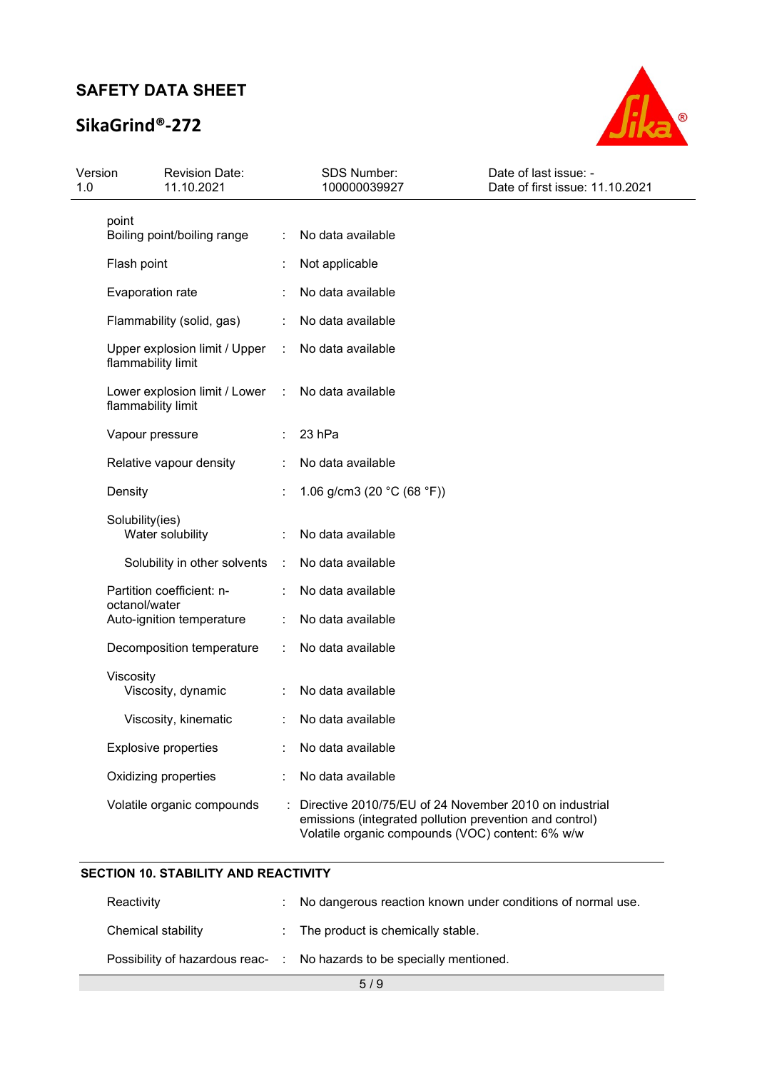| | | |
|---|---|---|
| point | | |
| Boiling point/boiling range | : | No data available |
| Flash point | : | Not applicable |
| Evaporation rate | : | No data available |
| Flammability (solid, gas) | : | No data available |
| Upper explosion limit / Upper flammability limit | : | No data available |
| Lower explosion limit / Lower flammability limit | : | No data available |
| Vapour pressure | : | 23 hPa |
| Relative vapour density | : | No data available |
| Density | : | 1.06 g/cm3 (20 °C (68 °F)) |
| Solubility(ies) | | |
| Water solubility | : | No data available |
| Solubility in other solvents | : | No data available |
| Partition coefficient: n-octanol/water | : | No data available |
| Auto-ignition temperature | : | No data available |
| Decomposition temperature | : | No data available |
| Viscosity | | |
| Viscosity, dynamic | : | No data available |
| Viscosity, kinematic | : | No data available |
| Explosive properties | : | No data available |
| Oxidizing properties | : | No data available |
| Volatile organic compounds | : | Directive 2010/75/EU of 24 November 2010 on industrial emissions (integrated pollution prevention and control)<br>Volatile organic compounds (VOC) content: 6% w/w |

## SECTION 10. STABILITY AND REACTIVITY

| | | |
|---|---|---|
| Reactivity | : | No dangerous reaction known under conditions of normal use. |
| Chemical stability | : | The product is chemically stable. |
| Possibility of hazardous reac- | : | No hazards to be specially mentioned. |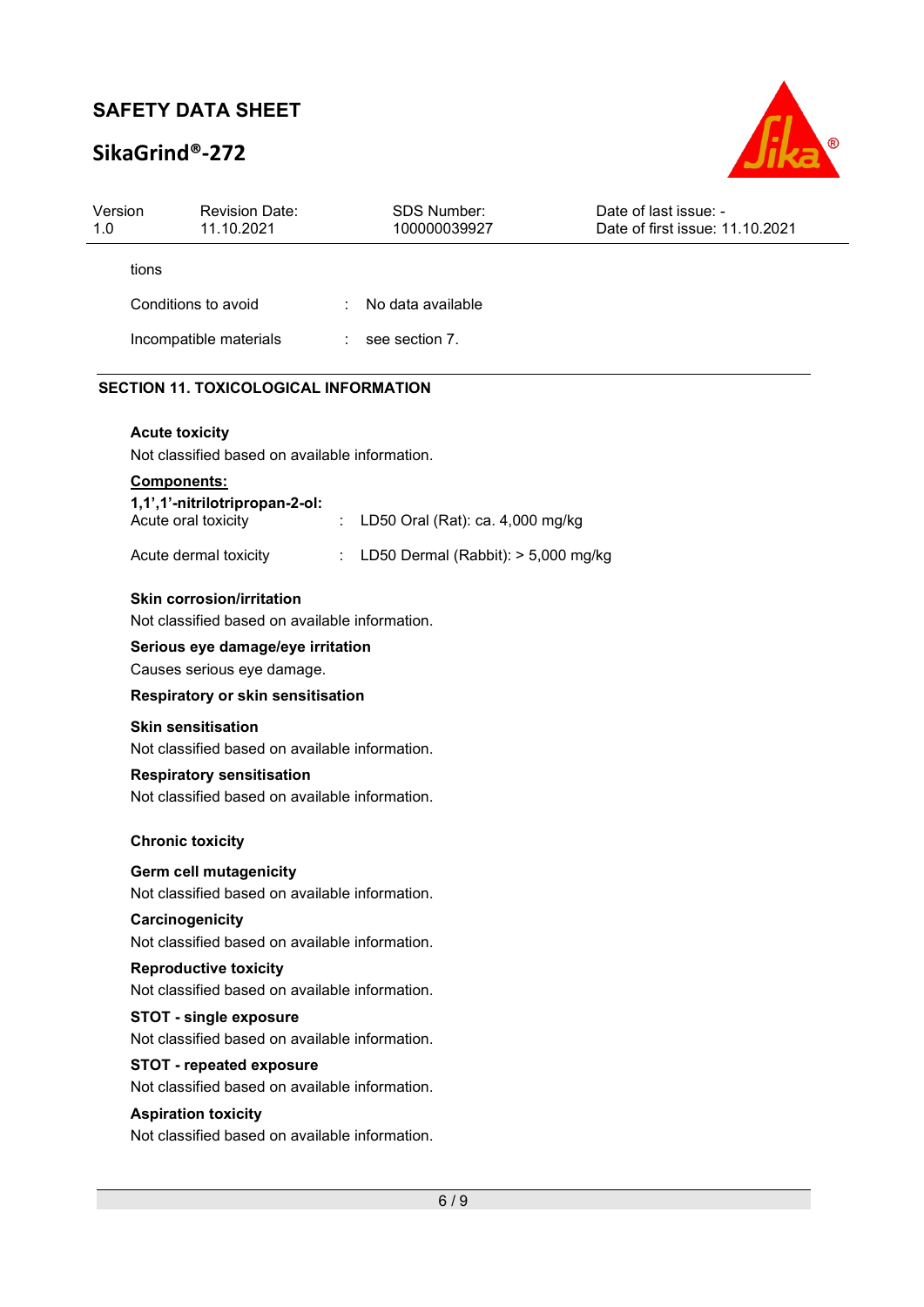tions

| | | |
|---|---|---|
| Conditions to avoid | : | No data available |
| Incompatible materials | : | see section 7. |

## SECTION 11. TOXICOLOGICAL INFORMATION

**Acute toxicity**

Not classified based on available information.

**Components:**

**1,1',1'-nitrilotripropan-2-ol:**

| | | |
|---|---|---|
| Acute oral toxicity | : | LD50 Oral (Rat): ca. 4,000 mg/kg |
| Acute dermal toxicity | : | LD50 Dermal (Rabbit): > 5,000 mg/kg |

**Skin corrosion/irritation**

Not classified based on available information.

**Serious eye damage/eye irritation**

Causes serious eye damage.

**Respiratory or skin sensitisation**

**Skin sensitisation**

Not classified based on available information.

**Respiratory sensitisation**

Not classified based on available information.

**Chronic toxicity**

**Germ cell mutagenicity**

Not classified based on available information.

**Carcinogenicity**

Not classified based on available information.

**Reproductive toxicity**

Not classified based on available information.

**STOT - single exposure**

Not classified based on available information.

**STOT - repeated exposure**

Not classified based on available information.

**Aspiration toxicity**

Not classified based on available information.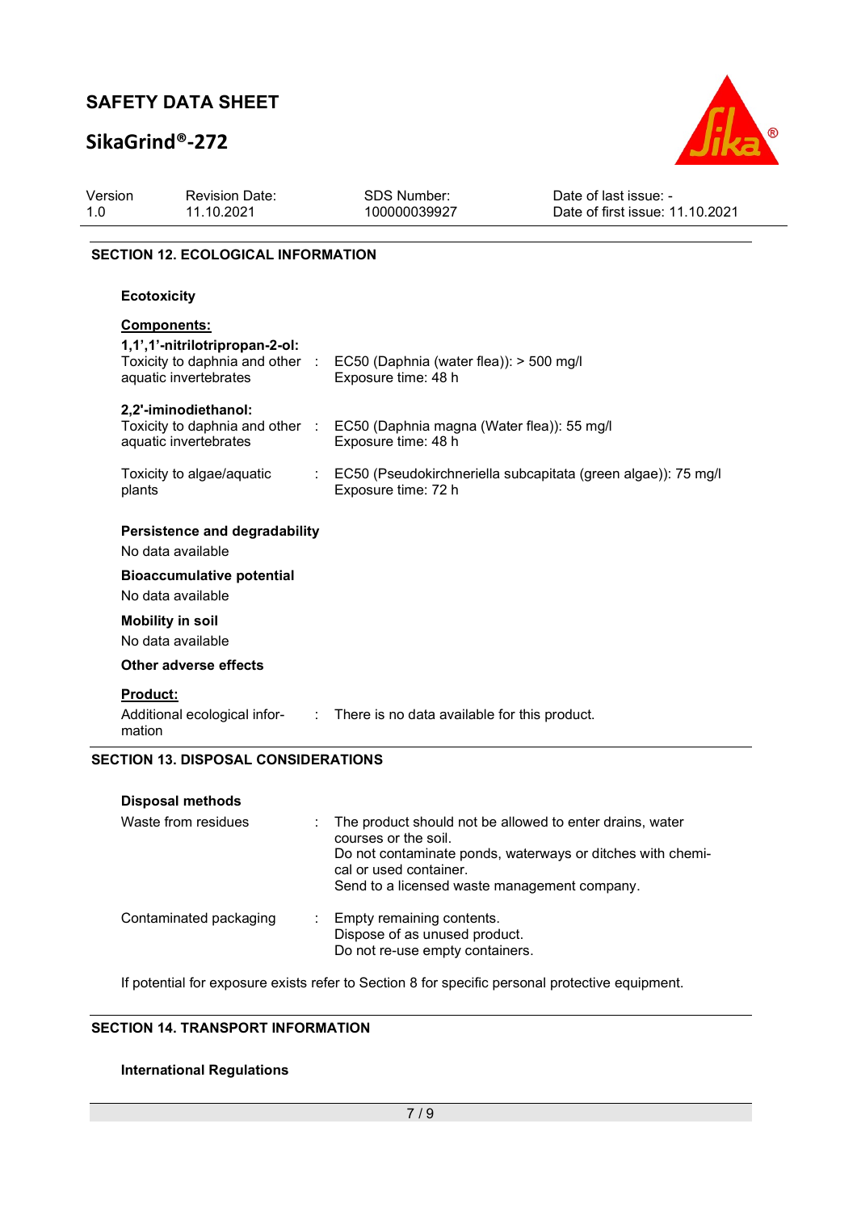## SECTION 12. ECOLOGICAL INFORMATION

### Ecotoxicity

**Components:**

**1,1',1''-nitrilotripropan-2-ol:**

| | | |
|---|---|---|
| Toxicity to daphnia and other aquatic invertebrates | : | EC50 (Daphnia (water flea)): > 500 mg/l<br>Exposure time: 48 h |

**2,2'-iminodiethanol:**

| | | |
|---|---|---|
| Toxicity to daphnia and other aquatic invertebrates | : | EC50 (Daphnia magna (Water flea)): 55 mg/l<br>Exposure time: 48 h |
| Toxicity to algae/aquatic plants | : | EC50 (Pseudokirchneriella subcapitata (green algae)): 75 mg/l<br>Exposure time: 72 h |

### Persistence and degradability

No data available

### Bioaccumulative potential

No data available

### Mobility in soil

No data available

### Other adverse effects

**Product:**

| | | |
|---|---|---|
| Additional ecological information | : | There is no data available for this product. |

## SECTION 13. DISPOSAL CONSIDERATIONS

### Disposal methods

| | | |
|---|---|---|
| Waste from residues | : | The product should not be allowed to enter drains, water courses or the soil.<br>Do not contaminate ponds, waterways or ditches with chemical or used container.<br>Send to a licensed waste management company. |
| Contaminated packaging | : | Empty remaining contents.<br>Dispose of as unused product.<br>Do not re-use empty containers. |

If potential for exposure exists refer to Section 8 for specific personal protective equipment.

## SECTION 14. TRANSPORT INFORMATION

### International Regulations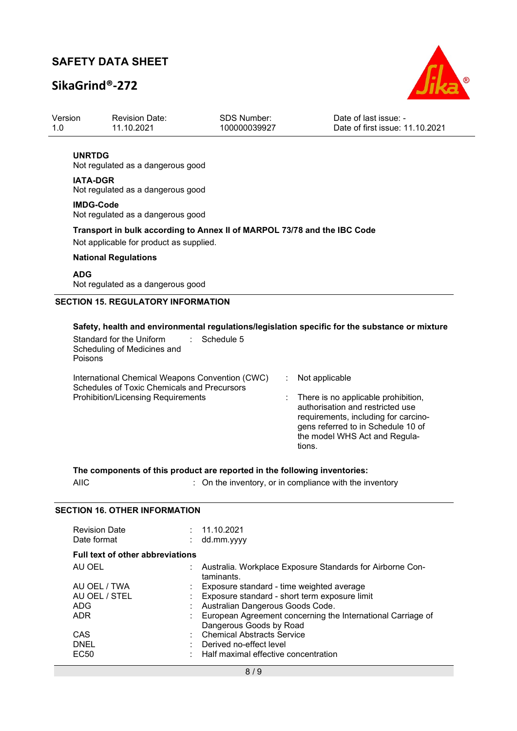**UNRTDG**
Not regulated as a dangerous good

**IATA-DGR**
Not regulated as a dangerous good

**IMDG-Code**
Not regulated as a dangerous good

**Transport in bulk according to Annex II of MARPOL 73/78 and the IBC Code**

Not applicable for product as supplied.

**National Regulations**

**ADG**
Not regulated as a dangerous good

## SECTION 15. REGULATORY INFORMATION

**Safety, health and environmental regulations/legislation specific for the substance or mixture**

| | | |
|---|---|---|
| Standard for the Uniform Scheduling of Medicines and Poisons | : | Schedule 5 |
| International Chemical Weapons Convention (CWC) Schedules of Toxic Chemicals and Precursors | : | Not applicable |
| Prohibition/Licensing Requirements | : | There is no applicable prohibition, authorisation and restricted use requirements, including for carcinogens referred to in Schedule 10 of the model WHS Act and Regulations. |

**The components of this product are reported in the following inventories:**

| | | |
|---|---|---|
| AIIC | : | On the inventory, or in compliance with the inventory |

## SECTION 16. OTHER INFORMATION

| | | |
|---|---|---|
| Revision Date | : | 11.10.2021 |
| Date format | : | dd.mm.yyyy |

**Full text of other abbreviations**

| | | |
|---|---|---|
| AU OEL | : | Australia. Workplace Exposure Standards for Airborne Contaminants. |
| AU OEL / TWA | : | Exposure standard - time weighted average |
| AU OEL / STEL | : | Exposure standard - short term exposure limit |
| ADG | : | Australian Dangerous Goods Code. |
| ADR | : | European Agreement concerning the International Carriage of Dangerous Goods by Road |
| CAS | : | Chemical Abstracts Service |
| DNEL | : | Derived no-effect level |
| EC50 | : | Half maximal effective concentration |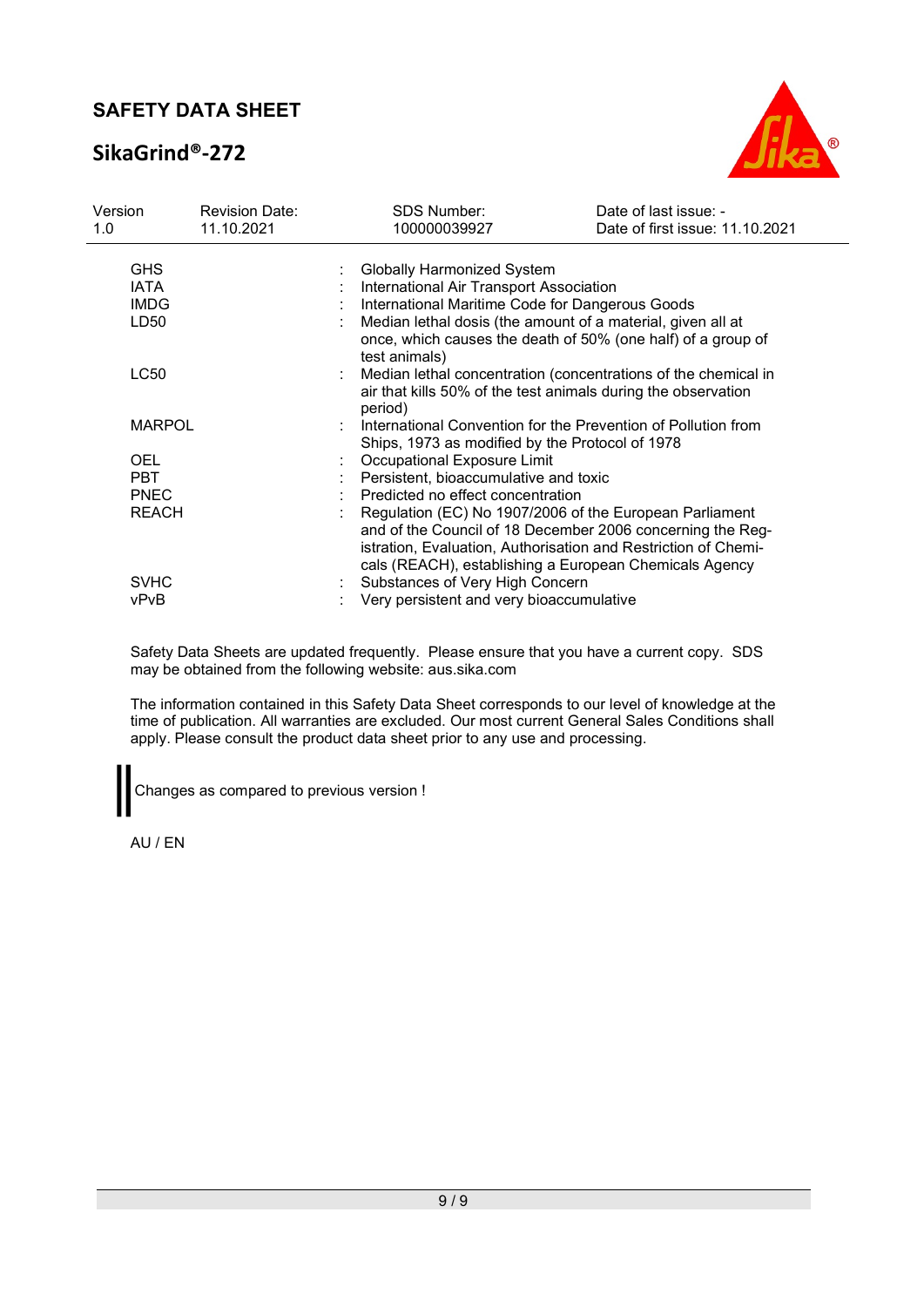| | | |
|---|---|---|
| GHS | : | Globally Harmonized System |
| IATA | : | International Air Transport Association |
| IMDG | : | International Maritime Code for Dangerous Goods |
| LD50 | : | Median lethal dosis (the amount of a material, given all at once, which causes the death of 50% (one half) of a group of test animals) |
| LC50 | : | Median lethal concentration (concentrations of the chemical in air that kills 50% of the test animals during the observation period) |
| MARPOL | : | International Convention for the Prevention of Pollution from Ships, 1973 as modified by the Protocol of 1978 |
| OEL | : | Occupational Exposure Limit |
| PBT | : | Persistent, bioaccumulative and toxic |
| PNEC | : | Predicted no effect concentration |
| REACH | : | Regulation (EC) No 1907/2006 of the European Parliament and of the Council of 18 December 2006 concerning the Registration, Evaluation, Authorisation and Restriction of Chemicals (REACH), establishing a European Chemicals Agency |
| SVHC | : | Substances of Very High Concern |
| vPvB | : | Very persistent and very bioaccumulative |

Safety Data Sheets are updated frequently. Please ensure that you have a current copy. SDS may be obtained from the following website: aus.sika.com

The information contained in this Safety Data Sheet corresponds to our level of knowledge at the time of publication. All warranties are excluded. Our most current General Sales Conditions shall apply. Please consult the product data sheet prior to any use and processing.

Changes as compared to previous version !

AU / EN